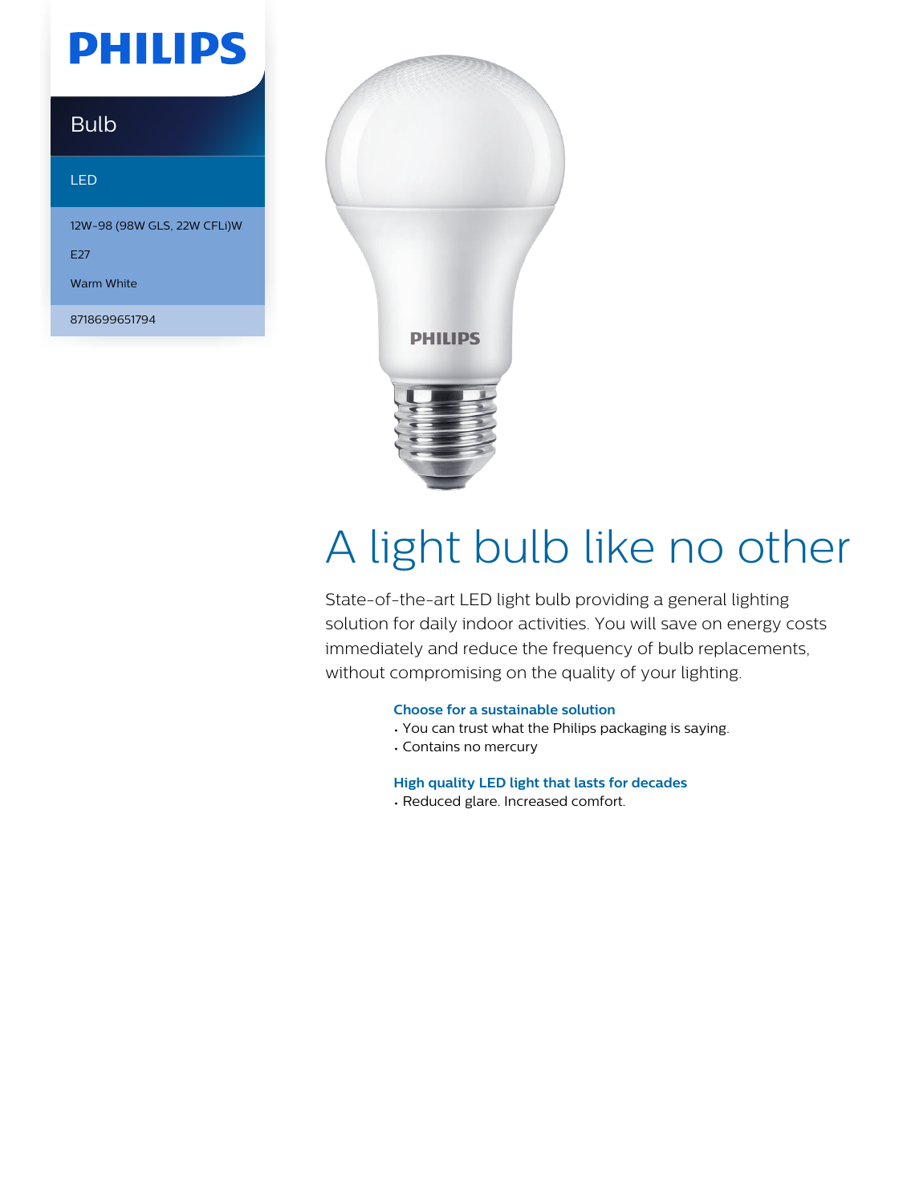PHILIPS

Bulb

LED

12W-98 (98W GLS, 22W CFLi)W

E27

Warm White

8718699651794

# A light bulb like no other

State-of-the-art LED light bulb providing a general lighting solution for daily indoor activities. You will save on energy costs immediately and reduce the frequency of bulb replacements, without compromising on the quality of your lighting.

### Choose for a sustainable solution

- You can trust what the Philips packaging is saying.
- Contains no mercury

### High quality LED light that lasts for decades

- Reduced glare. Increased comfort.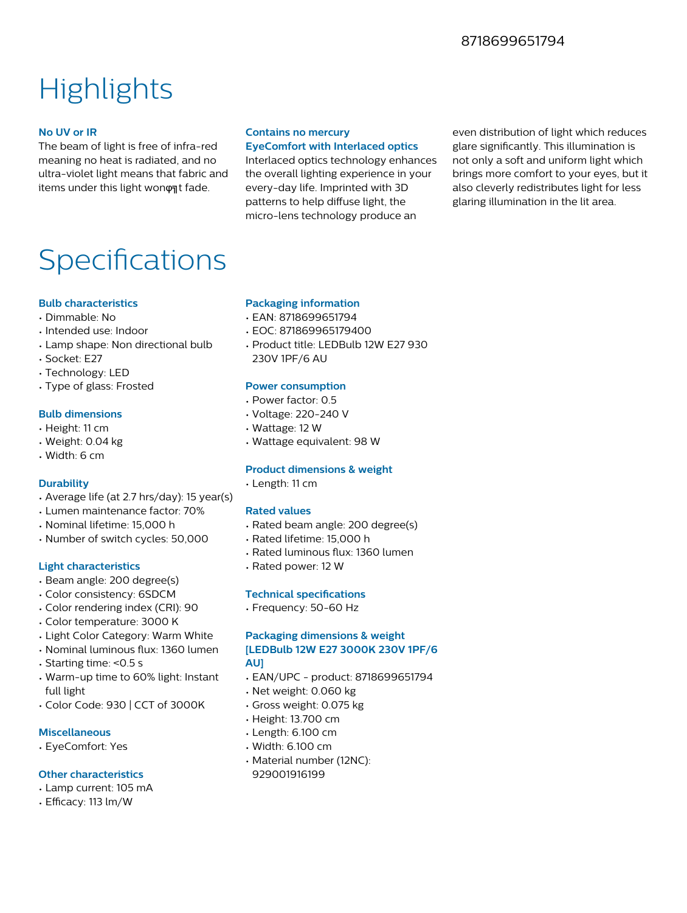# Highlights

### No UV or IR

The beam of light is free of infra-red meaning no heat is radiated, and no ultra-violet light means that fabric and items under this light wonφηt fade.

### Contains no mercury

### EyeComfort with Interlaced optics

Interlaced optics technology enhances the overall lighting experience in your every-day life. Imprinted with 3D patterns to help diffuse light, the micro-lens technology produce an even distribution of light which reduces glare significantly. This illumination is not only a soft and uniform light which brings more comfort to your eyes, but it also cleverly redistributes light for less glaring illumination in the lit area.

# Specifications

### Bulb characteristics

- Dimmable: No
- Intended use: Indoor
- Lamp shape: Non directional bulb
- Socket: E27
- Technology: LED
- Type of glass: Frosted

### Bulb dimensions

- Height: 11 cm
- Weight: 0.04 kg
- Width: 6 cm

### Durability

- Average life (at 2.7 hrs/day): 15 year(s)
- Lumen maintenance factor: 70%
- Nominal lifetime: 15,000 h
- Number of switch cycles: 50,000

### Light characteristics

- Beam angle: 200 degree(s)
- Color consistency: 6SDCM
- Color rendering index (CRI): 90
- Color temperature: 3000 K
- Light Color Category: Warm White
- Nominal luminous flux: 1360 lumen
- Starting time: <0.5 s
- Warm-up time to 60% light: Instant full light
- Color Code: 930 | CCT of 3000K

### Miscellaneous

- EyeComfort: Yes

### Other characteristics

- Lamp current: 105 mA
- Efficacy: 113 lm/W

### Packaging information

- EAN: 8718699651794
- EOC: 871869965179400
- Product title: LEDBulb 12W E27 930 230V 1PF/6 AU

### Power consumption

- Power factor: 0.5
- Voltage: 220-240 V
- Wattage: 12 W
- Wattage equivalent: 98 W

### Product dimensions & weight

- Length: 11 cm

### Rated values

- Rated beam angle: 200 degree(s)
- Rated lifetime: 15,000 h
- Rated luminous flux: 1360 lumen
- Rated power: 12 W

### Technical specifications

- Frequency: 50-60 Hz

### Packaging dimensions & weight [LEDBulb 12W E27 3000K 230V 1PF/6 AU]

- EAN/UPC - product: 8718699651794
- Net weight: 0.060 kg
- Gross weight: 0.075 kg
- Height: 13.700 cm
- Length: 6.100 cm
- Width: 6.100 cm
- Material number (12NC): 929001916199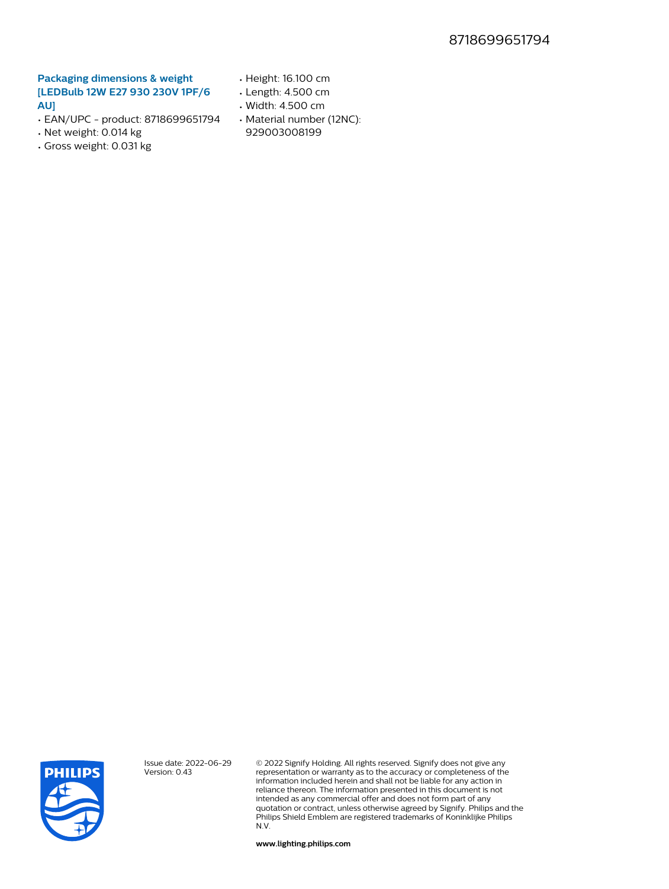8718699651794

### Packaging dimensions & weight [LEDBulb 12W E27 930 230V 1PF/6 AU]

- EAN/UPC - product: 8718699651794
- Net weight: 0.014 kg
- Gross weight: 0.031 kg
- Height: 16.100 cm
- Length: 4.500 cm
- Width: 4.500 cm
- Material number (12NC): 929003008199

Issue date: 2022-06-29
Version: 0.43

© 2022 Signify Holding. All rights reserved. Signify does not give any representation or warranty as to the accuracy or completeness of the information included herein and shall not be liable for any action in reliance thereon. The information presented in this document is not intended as any commercial offer and does not form part of any quotation or contract, unless otherwise agreed by Signify. Philips and the Philips Shield Emblem are registered trademarks of Koninklijke Philips N.V.

**www.lighting.philips.com**